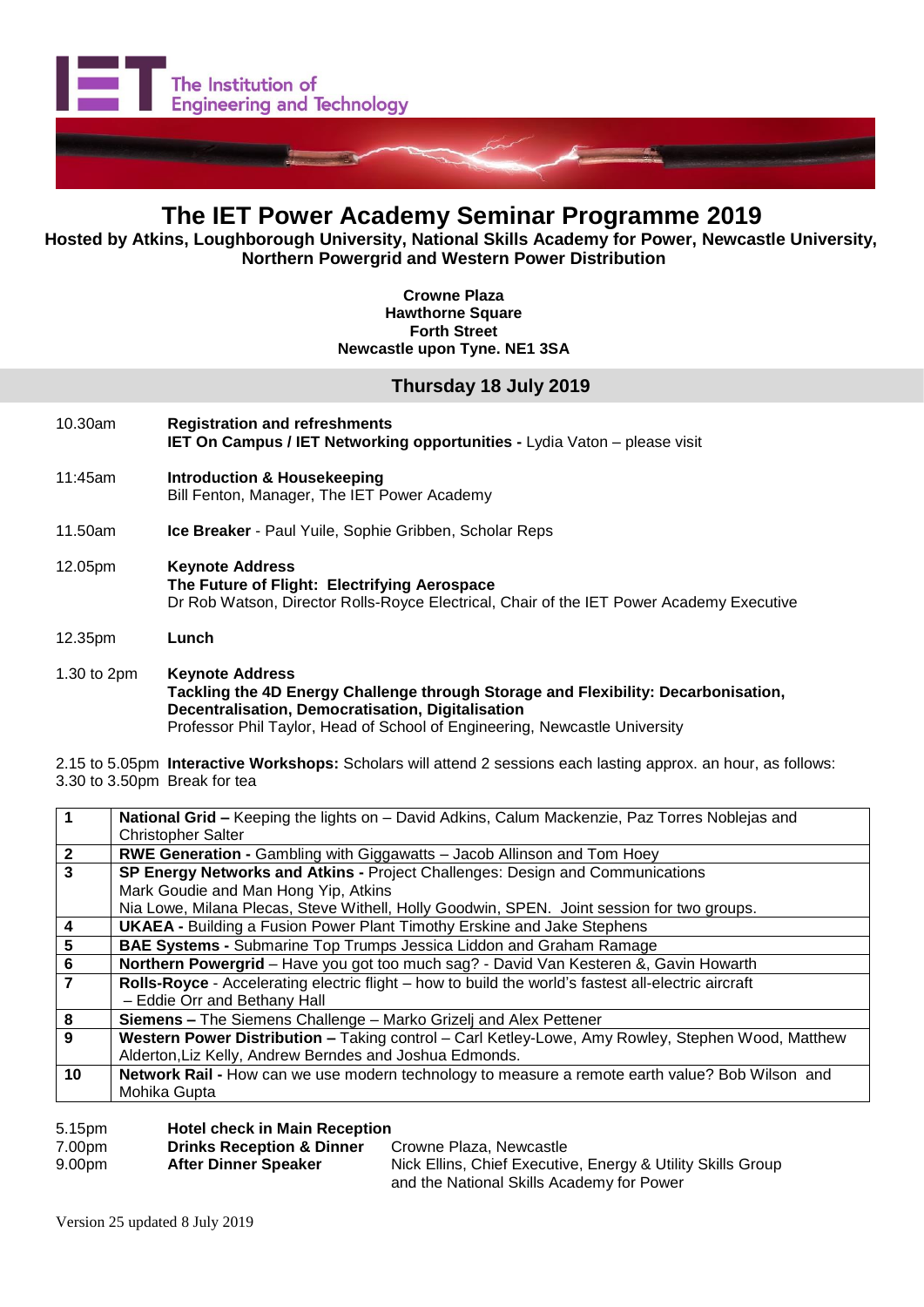The Institution of Engineering and Technology

# The IET Power Academy Seminar Programme 2019

**Hosted by Atkins, Loughborough University, National Skills Academy for Power, Newcastle University, Northern Powergrid and Western Power Distribution**

**Crowne Plaza**
**Hawthorne Square**
**Forth Street**
**Newcastle upon Tyne. NE1 3SA**

## Thursday 18 July 2019

10.30am **Registration and refreshments**
**IET On Campus / IET Networking opportunities -** Lydia Vaton – please visit

11:45am **Introduction & Housekeeping**
Bill Fenton, Manager, The IET Power Academy

11.50am **Ice Breaker** - Paul Yuile, Sophie Gribben, Scholar Reps

12.05pm **Keynote Address**
**The Future of Flight: Electrifying Aerospace**
Dr Rob Watson, Director Rolls-Royce Electrical, Chair of the IET Power Academy Executive

12.35pm **Lunch**

1.30 to 2pm **Keynote Address**
**Tackling the 4D Energy Challenge through Storage and Flexibility: Decarbonisation, Decentralisation, Democratisation, Digitalisation**
Professor Phil Taylor, Head of School of Engineering, Newcastle University

2.15 to 5.05pm **Interactive Workshops:** Scholars will attend 2 sessions each lasting approx. an hour, as follows:
3.30 to 3.50pm Break for tea

| | |
|---|---|
| **1** | **National Grid –** Keeping the lights on – David Adkins, Calum Mackenzie, Paz Torres Noblejas and Christopher Salter |
| **2** | **RWE Generation -** Gambling with Giggawatts – Jacob Allinson and Tom Hoey |
| **3** | **SP Energy Networks and Atkins -** Project Challenges: Design and Communications<br>Mark Goudie and Man Hong Yip, Atkins<br>Nia Lowe, Milana Plecas, Steve Withell, Holly Goodwin, SPEN. Joint session for two groups. |
| **4** | **UKAEA -** Building a Fusion Power Plant Timothy Erskine and Jake Stephens |
| **5** | **BAE Systems -** Submarine Top Trumps Jessica Liddon and Graham Ramage |
| **6** | **Northern Powergrid** – Have you got too much sag? - David Van Kesteren &, Gavin Howarth |
| **7** | **Rolls-Royce** - Accelerating electric flight – how to build the world's fastest all-electric aircraft – Eddie Orr and Bethany Hall |
| **8** | **Siemens –** The Siemens Challenge – Marko Grizelj and Alex Pettener |
| **9** | **Western Power Distribution –** Taking control – Carl Ketley-Lowe, Amy Rowley, Stephen Wood, Matthew Alderton,Liz Kelly, Andrew Berndes and Joshua Edmonds. |
| **10** | **Network Rail -** How can we use modern technology to measure a remote earth value? Bob Wilson and Mohika Gupta |

5.15pm **Hotel check in Main Reception**
7.00pm **Drinks Reception & Dinner** Crowne Plaza, Newcastle
9.00pm **After Dinner Speaker** Nick Ellins, Chief Executive, Energy & Utility Skills Group and the National Skills Academy for Power

Version 25 updated 8 July 2019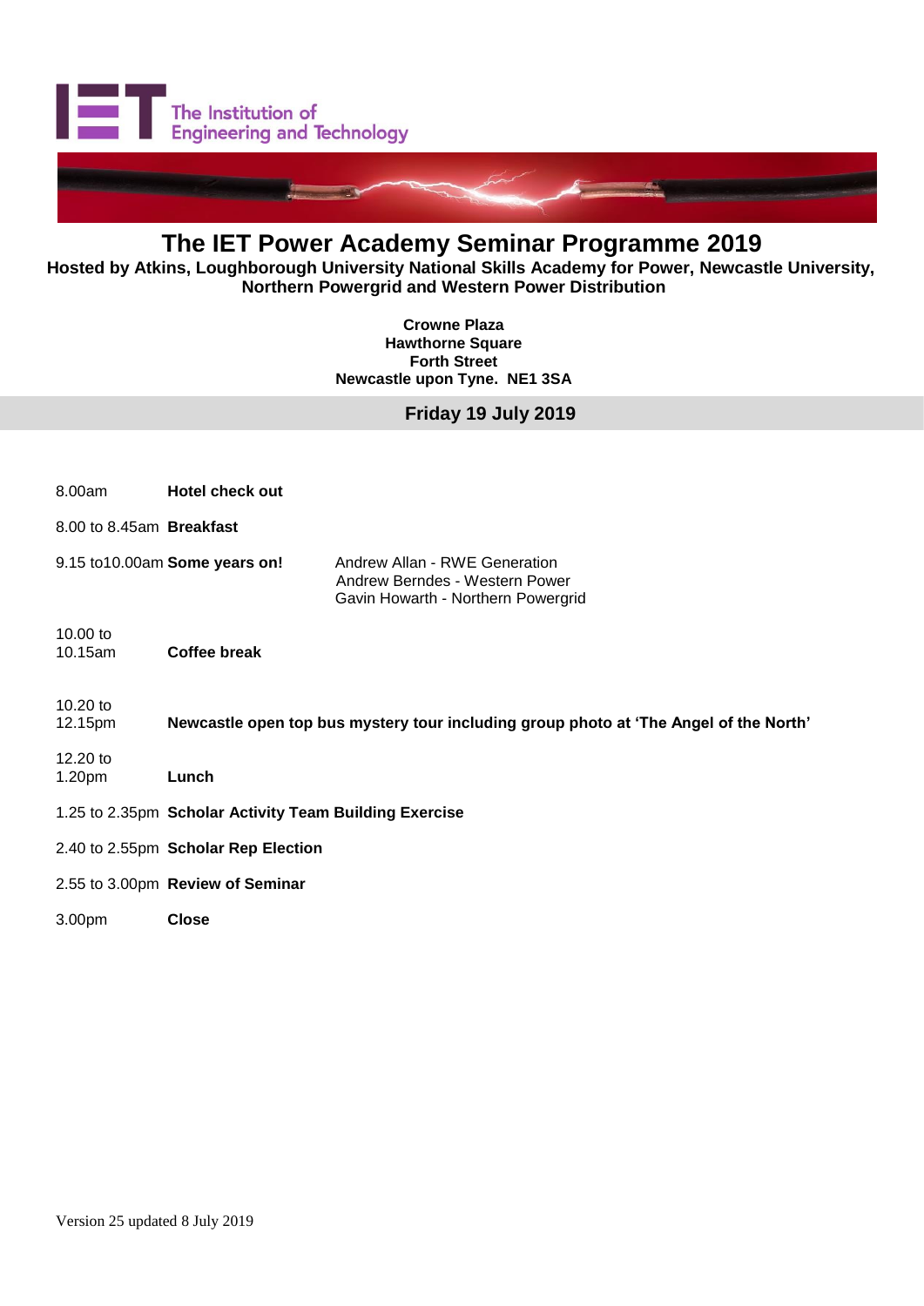The Institution of Engineering and Technology

# The IET Power Academy Seminar Programme 2019

**Hosted by Atkins, Loughborough University National Skills Academy for Power, Newcastle University, Northern Powergrid and Western Power Distribution**

**Crowne Plaza**
**Hawthorne Square**
**Forth Street**
**Newcastle upon Tyne. NE1 3SA**

## Friday 19 July 2019

| | | |
|---|---|---|
| 8.00am | **Hotel check out** | |
| 8.00 to 8.45am | **Breakfast** | |
| 9.15 to10.00am | **Some years on!** | Andrew Allan - RWE Generation<br>Andrew Berndes - Western Power<br>Gavin Howarth - Northern Powergrid |
| 10.00 to 10.15am | **Coffee break** | |
| 10.20 to 12.15pm | **Newcastle open top bus mystery tour including group photo at 'The Angel of the North'** | |
| 12.20 to 1.20pm | **Lunch** | |
| 1.25 to 2.35pm | **Scholar Activity Team Building Exercise** | |
| 2.40 to 2.55pm | **Scholar Rep Election** | |
| 2.55 to 3.00pm | **Review of Seminar** | |
| 3.00pm | **Close** | |

Version 25 updated 8 July 2019